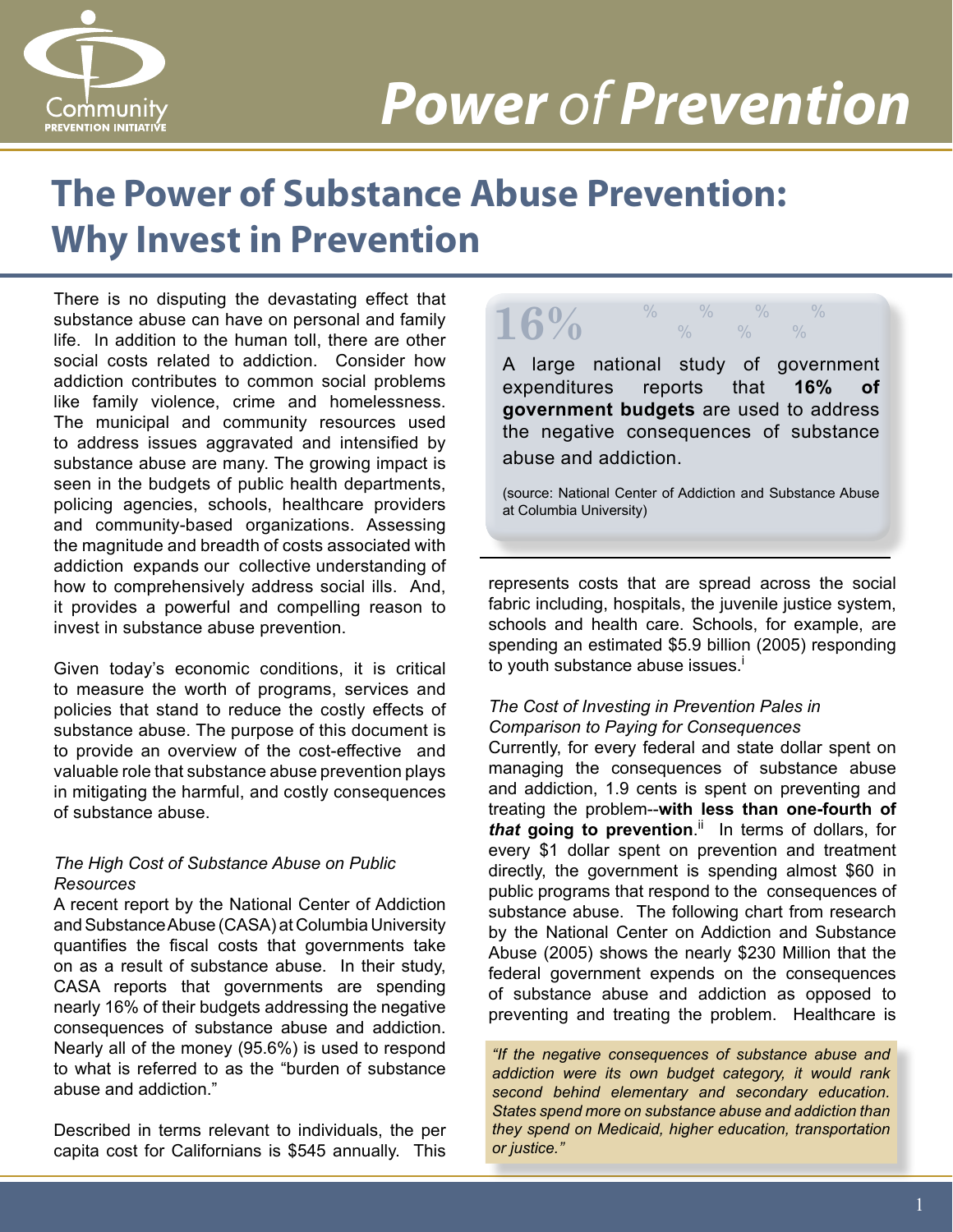# Power of Prevention

## The Power of Substance Abuse Prevention: Why Invest in Prevention

There is no disputing the devastating effect that substance abuse can have on personal and family life. In addition to the human toll, there are other social costs related to addiction. Consider how addiction contributes to common social problems like family violence, crime and homelessness. The municipal and community resources used to address issues aggravated and intensified by substance abuse are many. The growing impact is seen in the budgets of public health departments, policing agencies, schools, healthcare providers and community-based organizations. Assessing the magnitude and breadth of costs associated with addiction expands our collective understanding of how to comprehensively address social ills. And, it provides a powerful and compelling reason to invest in substance abuse prevention.

Given today's economic conditions, it is critical to measure the worth of programs, services and policies that stand to reduce the costly effects of substance abuse. The purpose of this document is to provide an overview of the cost-effective and valuable role that substance abuse prevention plays in mitigating the harmful, and costly consequences of substance abuse.

> **16%**
>
> A large national study of government expenditures reports that **16% of government budgets** are used to address the negative consequences of substance abuse and addiction.
>
> (source: National Center of Addiction and Substance Abuse at Columbia University)

*The High Cost of Substance Abuse on Public Resources*

A recent report by the National Center of Addiction and Substance Abuse (CASA) at Columbia University quantifies the fiscal costs that governments take on as a result of substance abuse. In their study, CASA reports that governments are spending nearly 16% of their budgets addressing the negative consequences of substance abuse and addiction. Nearly all of the money (95.6%) is used to respond to what is referred to as the "burden of substance abuse and addiction."

Described in terms relevant to individuals, the per capita cost for Californians is $545 annually. This represents costs that are spread across the social fabric including, hospitals, the juvenile justice system, schools and health care. Schools, for example, are spending an estimated $5.9 billion (2005) responding to youth substance abuse issues.[i]

*The Cost of Investing in Prevention Pales in Comparison to Paying for Consequences*

Currently, for every federal and state dollar spent on managing the consequences of substance abuse and addiction, 1.9 cents is spent on preventing and treating the problem--**with less than one-fourth of *that* going to prevention**.[ii] In terms of dollars, for every $1 dollar spent on prevention and treatment directly, the government is spending almost $60 in public programs that respond to the consequences of substance abuse. The following chart from research by the National Center on Addiction and Substance Abuse (2005) shows the nearly $230 Million that the federal government expends on the consequences of substance abuse and addiction as opposed to preventing and treating the problem. Healthcare is

> *"If the negative consequences of substance abuse and addiction were its own budget category, it would rank second behind elementary and secondary education. States spend more on substance abuse and addiction than they spend on Medicaid, higher education, transportation or justice."*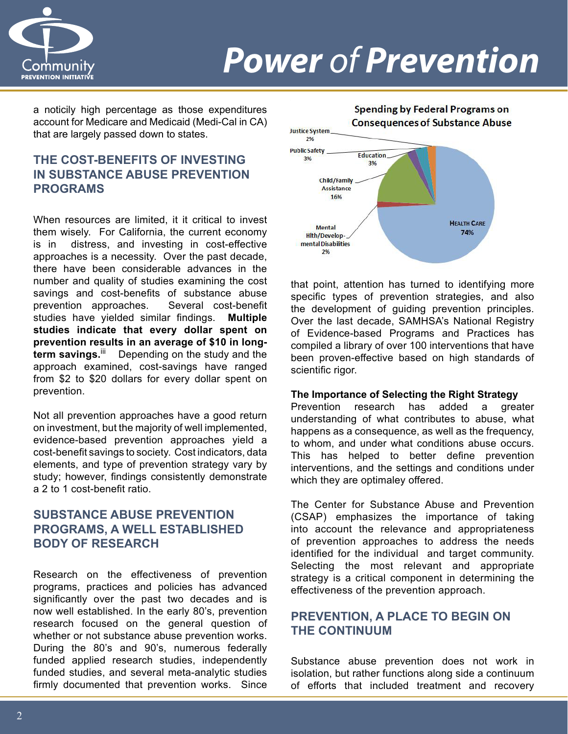a noticily high percentage as those expenditures account for Medicare and Medicaid (Medi-Cal in CA) that are largely passed down to states.

## THE COST-BENEFITS OF INVESTING IN SUBSTANCE ABUSE PREVENTION PROGRAMS

When resources are limited, it it critical to invest them wisely. For California, the current economy is in distress, and investing in cost-effective approaches is a necessity. Over the past decade, there have been considerable advances in the number and quality of studies examining the cost savings and cost-benefits of substance abuse prevention approaches. Several cost-benefit studies have yielded similar findings. **Multiple studies indicate that every dollar spent on prevention results in an average of $10 in long-term savings.**[iii] Depending on the study and the approach examined, cost-savings have ranged from $2 to $20 dollars for every dollar spent on prevention.

Not all prevention approaches have a good return on investment, but the majority of well implemented, evidence-based prevention approaches yield a cost-benefit savings to society. Cost indicators, data elements, and type of prevention strategy vary by study; however, findings consistently demonstrate a 2 to 1 cost-benefit ratio.

## SUBSTANCE ABUSE PREVENTION PROGRAMS, A WELL ESTABLISHED BODY OF RESEARCH

Research on the effectiveness of prevention programs, practices and policies has advanced significantly over the past two decades and is now well established. In the early 80's, prevention research focused on the general question of whether or not substance abuse prevention works. During the 80's and 90's, numerous federally funded applied research studies, independently funded studies, and several meta-analytic studies firmly documented that prevention works. Since that point, attention has turned to identifying more specific types of prevention strategies, and also the development of guiding prevention principles. Over the last decade, SAMHSA's National Registry of Evidence-based Programs and Practices has compiled a library of over 100 interventions that have been proven-effective based on high standards of scientific rigor.

**Spending by Federal Programs on Consequences of Substance Abuse**

| Category | Percent |
|---|---|
| Health Care | 74% |
| Child/Family Assistance | 16% |
| Education | 3% |
| Public Safety | 3% |
| Justice System | 2% |
| Mental Hlth/Developmental Disabilities | 2% |

### The Importance of Selecting the Right Strategy

Prevention research has added a greater understanding of what contributes to abuse, what happens as a consequence, as well as the frequency, to whom, and under what conditions abuse occurs. This has helped to better define prevention interventions, and the settings and conditions under which they are optimaley offered.

The Center for Substance Abuse and Prevention (CSAP) emphasizes the importance of taking into account the relevance and appropriateness of prevention approaches to address the needs identified for the individual and target community. Selecting the most relevant and appropriate strategy is a critical component in determining the effectiveness of the prevention approach.

## PREVENTION, A PLACE TO BEGIN ON THE CONTINUUM

Substance abuse prevention does not work in isolation, but rather functions along side a continuum of efforts that included treatment and recovery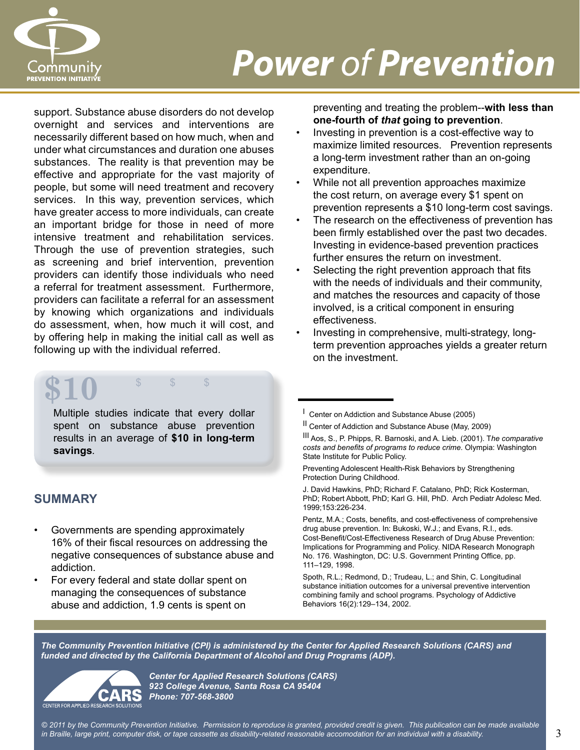support. Substance abuse disorders do not develop overnight and services and interventions are necessarily different based on how much, when and under what circumstances and duration one abuses substances. The reality is that prevention may be effective and appropriate for the vast majority of people, but some will need treatment and recovery services. In this way, prevention services, which have greater access to more individuals, can create an important bridge for those in need of more intensive treatment and rehabilitation services. Through the use of prevention strategies, such as screening and brief intervention, prevention providers can identify those individuals who need a referral for treatment assessment. Furthermore, providers can facilitate a referral for an assessment by knowing which organizations and individuals do assessment, when, how much it will cost, and by offering help in making the initial call as well as following up with the individual referred.

**$10**

Multiple studies indicate that every dollar spent on substance abuse prevention results in an average of **$10 in long-term savings**.

## SUMMARY

- Governments are spending approximately 16% of their fiscal resources on addressing the negative consequences of substance abuse and addiction.
- For every federal and state dollar spent on managing the consequences of substance abuse and addiction, 1.9 cents is spent on preventing and treating the problem--**with less than one-fourth of *that* going to prevention**.
- Investing in prevention is a cost-effective way to maximize limited resources. Prevention represents a long-term investment rather than an on-going expenditure.
- While not all prevention approaches maximize the cost return, on average every $1 spent on prevention represents a $10 long-term cost savings.
- The research on the effectiveness of prevention has been firmly established over the past two decades. Investing in evidence-based prevention practices further ensures the return on investment.
- Selecting the right prevention approach that fits with the needs of individuals and their community, and matches the resources and capacity of those involved, is a critical component in ensuring effectiveness.
- Investing in comprehensive, multi-strategy, long-term prevention approaches yields a greater return on the investment.

---

[I] Center on Addiction and Substance Abuse (2005)

[II] Center of Addiction and Substance Abuse (May, 2009)

[III] Aos, S., P. Phipps, R. Barnoski, and A. Lieb. (2001). T*he comparative costs and benefits of programs to reduce crime*. Olympia: Washington State Institute for Public Policy.

Preventing Adolescent Health-Risk Behaviors by Strengthening Protection During Childhood.

J. David Hawkins, PhD; Richard F. Catalano, PhD; Rick Kosterman, PhD; Robert Abbott, PhD; Karl G. Hill, PhD. Arch Pediatr Adolesc Med. 1999;153:226-234.

Pentz, M.A.; Costs, benefits, and cost-effectiveness of comprehensive drug abuse prevention. In: Bukoski, W.J.; and Evans, R.I., eds. Cost-Benefit/Cost-Effectiveness Research of Drug Abuse Prevention: Implications for Programming and Policy. NIDA Research Monograph No. 176. Washington, DC: U.S. Government Printing Office, pp. 111–129, 1998.

Spoth, R.L.; Redmond, D.; Trudeau, L.; and Shin, C. Longitudinal substance initiation outcomes for a universal preventive intervention combining family and school programs. Psychology of Addictive Behaviors 16(2):129–134, 2002.

***The Community Prevention Initiative (CPI) is administered by the Center for Applied Research Solutions (CARS) and funded and directed by the California Department of Alcohol and Drug Programs (ADP).***

***Center for Applied Research Solutions (CARS)***
***923 College Avenue, Santa Rosa CA 95404***
***Phone: 707-568-3800***

*© 2011 by the Community Prevention Initiative. Permission to reproduce is granted, provided credit is given. This publication can be made available in Braille, large print, computer disk, or tape cassette as disability-related reasonable accomodation for an individual with a disability.*